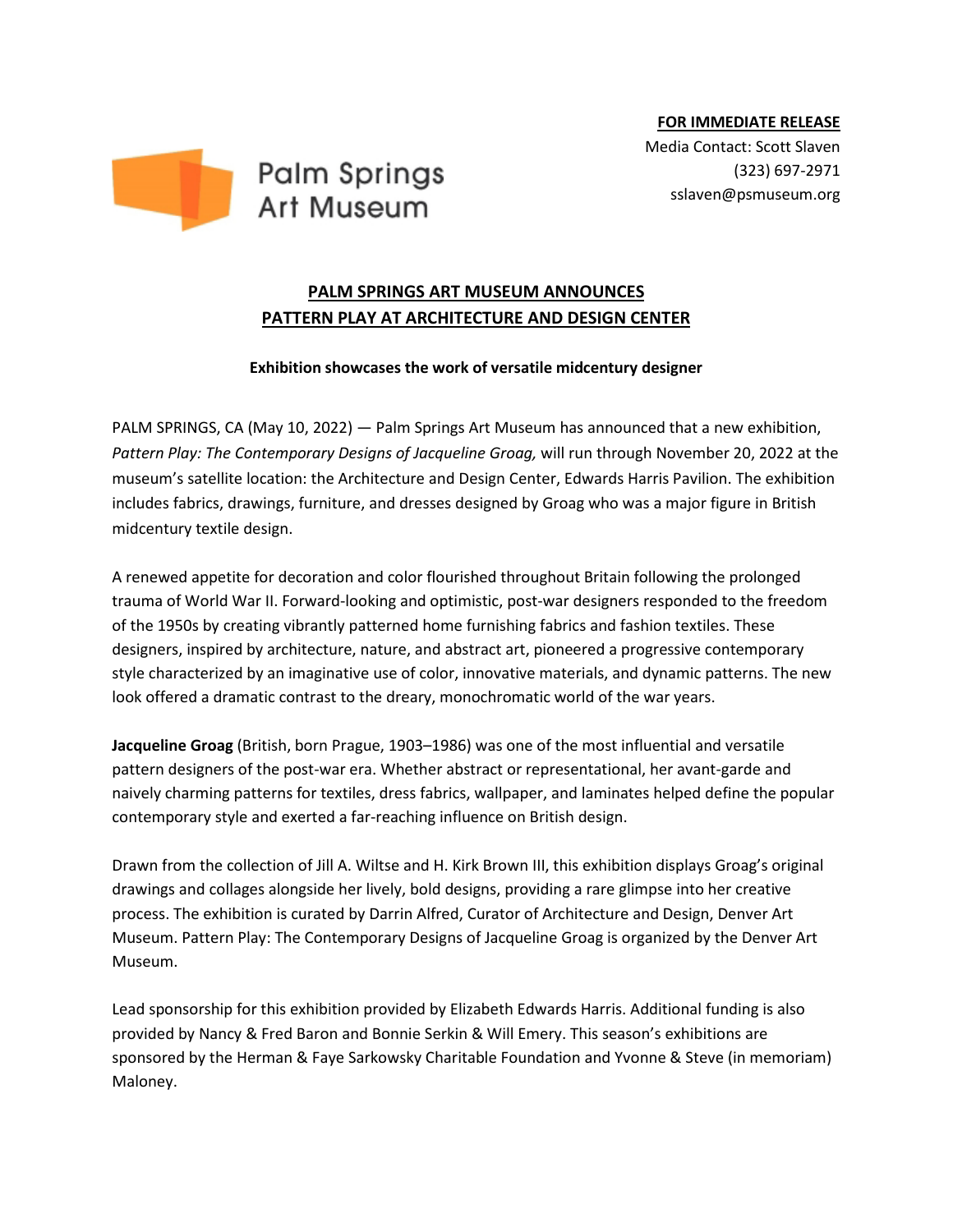Palm Springs Art Museum

**FOR IMMEDIATE RELEASE**
Media Contact: Scott Slaven
(323) 697-2971
sslaven@psmuseum.org

# PALM SPRINGS ART MUSEUM ANNOUNCES PATTERN PLAY AT ARCHITECTURE AND DESIGN CENTER

**Exhibition showcases the work of versatile midcentury designer**

PALM SPRINGS, CA (May 10, 2022) — Palm Springs Art Museum has announced that a new exhibition, *Pattern Play: The Contemporary Designs of Jacqueline Groag,* will run through November 20, 2022 at the museum's satellite location: the Architecture and Design Center, Edwards Harris Pavilion. The exhibition includes fabrics, drawings, furniture, and dresses designed by Groag who was a major figure in British midcentury textile design.

A renewed appetite for decoration and color flourished throughout Britain following the prolonged trauma of World War II. Forward-looking and optimistic, post-war designers responded to the freedom of the 1950s by creating vibrantly patterned home furnishing fabrics and fashion textiles. These designers, inspired by architecture, nature, and abstract art, pioneered a progressive contemporary style characterized by an imaginative use of color, innovative materials, and dynamic patterns. The new look offered a dramatic contrast to the dreary, monochromatic world of the war years.

**Jacqueline Groag** (British, born Prague, 1903–1986) was one of the most influential and versatile pattern designers of the post-war era. Whether abstract or representational, her avant-garde and naively charming patterns for textiles, dress fabrics, wallpaper, and laminates helped define the popular contemporary style and exerted a far-reaching influence on British design.

Drawn from the collection of Jill A. Wiltse and H. Kirk Brown III, this exhibition displays Groag's original drawings and collages alongside her lively, bold designs, providing a rare glimpse into her creative process. The exhibition is curated by Darrin Alfred, Curator of Architecture and Design, Denver Art Museum. Pattern Play: The Contemporary Designs of Jacqueline Groag is organized by the Denver Art Museum.

Lead sponsorship for this exhibition provided by Elizabeth Edwards Harris. Additional funding is also provided by Nancy & Fred Baron and Bonnie Serkin & Will Emery. This season's exhibitions are sponsored by the Herman & Faye Sarkowsky Charitable Foundation and Yvonne & Steve (in memoriam) Maloney.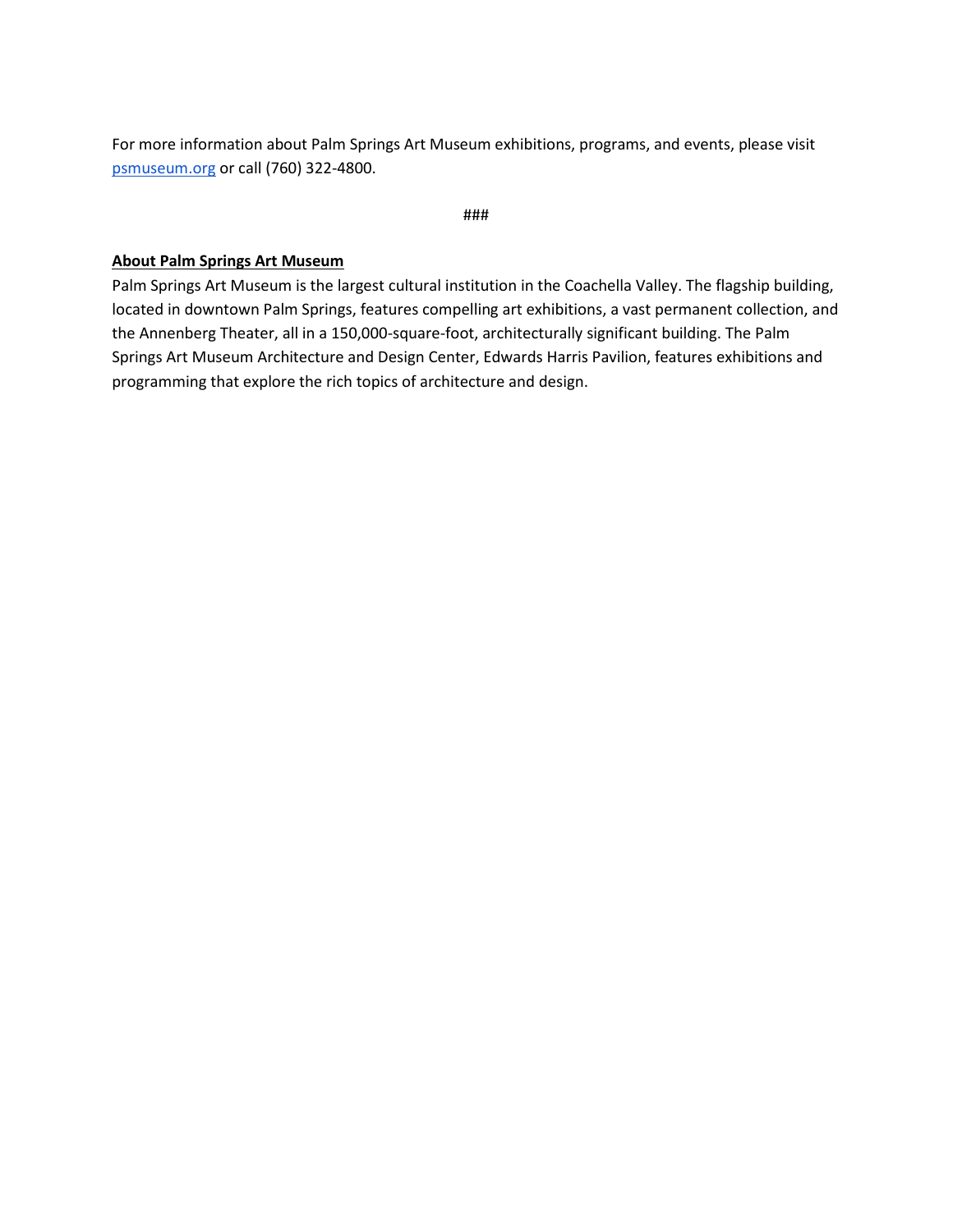For more information about Palm Springs Art Museum exhibitions, programs, and events, please visit [psmuseum.org](psmuseum.org) or call (760) 322-4800.

###

**About Palm Springs Art Museum**

Palm Springs Art Museum is the largest cultural institution in the Coachella Valley. The flagship building, located in downtown Palm Springs, features compelling art exhibitions, a vast permanent collection, and the Annenberg Theater, all in a 150,000-square-foot, architecturally significant building. The Palm Springs Art Museum Architecture and Design Center, Edwards Harris Pavilion, features exhibitions and programming that explore the rich topics of architecture and design.